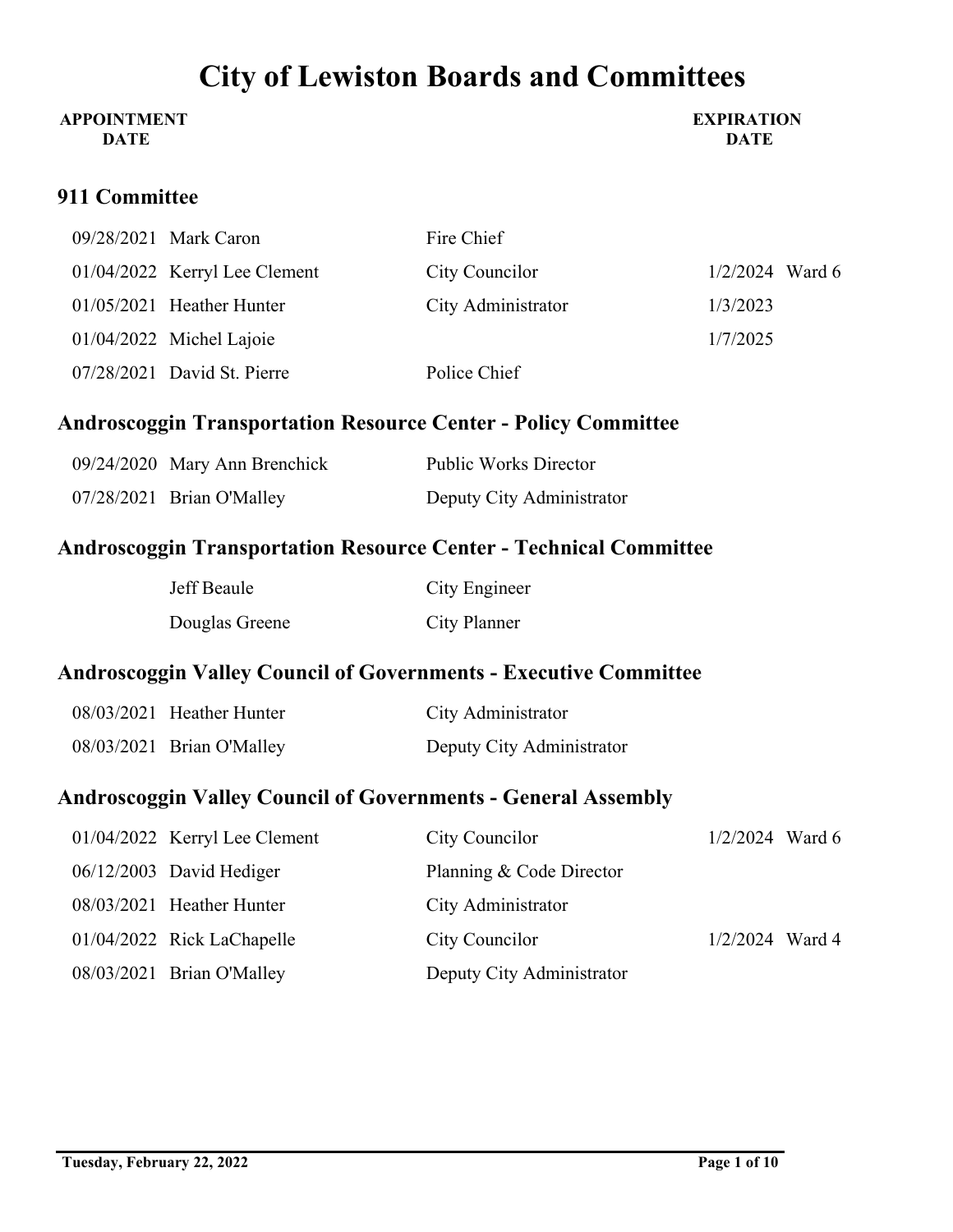# City of Lewiston Boards and Committees

## 911 Committee

| APPOINTMENT DATE | Name | Position | EXPIRATION DATE | Ward |
|---|---|---|---|---|
| 09/28/2021 | Mark Caron | Fire Chief | | |
| 01/04/2022 | Kerryl Lee Clement | City Councilor | 1/2/2024 | Ward 6 |
| 01/05/2021 | Heather Hunter | City Administrator | 1/3/2023 | |
| 01/04/2022 | Michel Lajoie | | 1/7/2025 | |
| 07/28/2021 | David St. Pierre | Police Chief | | |

## Androscoggin Transportation Resource Center - Policy Committee

| APPOINTMENT DATE | Name | Position | EXPIRATION DATE | Ward |
|---|---|---|---|---|
| 09/24/2020 | Mary Ann Brenchick | Public Works Director | | |
| 07/28/2021 | Brian O'Malley | Deputy City Administrator | | |

## Androscoggin Transportation Resource Center - Technical Committee

| APPOINTMENT DATE | Name | Position | EXPIRATION DATE | Ward |
|---|---|---|---|---|
| | Jeff Beaule | City Engineer | | |
| | Douglas Greene | City Planner | | |

## Androscoggin Valley Council of Governments - Executive Committee

| APPOINTMENT DATE | Name | Position | EXPIRATION DATE | Ward |
|---|---|---|---|---|
| 08/03/2021 | Heather Hunter | City Administrator | | |
| 08/03/2021 | Brian O'Malley | Deputy City Administrator | | |

## Androscoggin Valley Council of Governments - General Assembly

| APPOINTMENT DATE | Name | Position | EXPIRATION DATE | Ward |
|---|---|---|---|---|
| 01/04/2022 | Kerryl Lee Clement | City Councilor | 1/2/2024 | Ward 6 |
| 06/12/2003 | David Hediger | Planning & Code Director | | |
| 08/03/2021 | Heather Hunter | City Administrator | | |
| 01/04/2022 | Rick LaChapelle | City Councilor | 1/2/2024 | Ward 4 |
| 08/03/2021 | Brian O'Malley | Deputy City Administrator | | |

Tuesday, February 22, 2022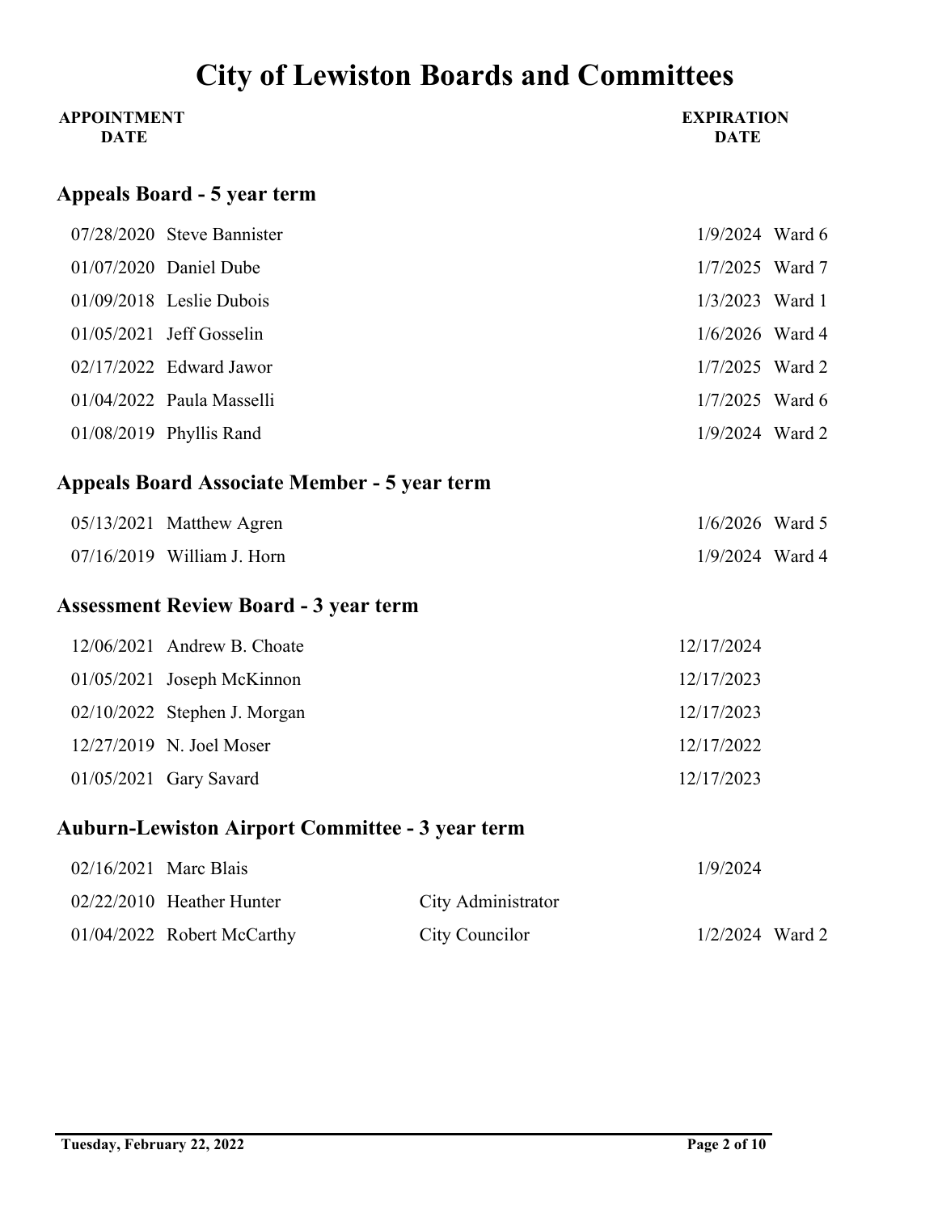# City of Lewiston Boards and Committees

## Appeals Board - 5 year term

| APPOINTMENT DATE | Name | Position | EXPIRATION DATE | Ward |
|---|---|---|---|---|
| 07/28/2020 | Steve Bannister | | 1/9/2024 | Ward 6 |
| 01/07/2020 | Daniel Dube | | 1/7/2025 | Ward 7 |
| 01/09/2018 | Leslie Dubois | | 1/3/2023 | Ward 1 |
| 01/05/2021 | Jeff Gosselin | | 1/6/2026 | Ward 4 |
| 02/17/2022 | Edward Jawor | | 1/7/2025 | Ward 2 |
| 01/04/2022 | Paula Masselli | | 1/7/2025 | Ward 6 |
| 01/08/2019 | Phyllis Rand | | 1/9/2024 | Ward 2 |

## Appeals Board Associate Member - 5 year term

| APPOINTMENT DATE | Name | Position | EXPIRATION DATE | Ward |
|---|---|---|---|---|
| 05/13/2021 | Matthew Agren | | 1/6/2026 | Ward 5 |
| 07/16/2019 | William J. Horn | | 1/9/2024 | Ward 4 |

## Assessment Review Board - 3 year term

| APPOINTMENT DATE | Name | Position | EXPIRATION DATE | Ward |
|---|---|---|---|---|
| 12/06/2021 | Andrew B. Choate | | 12/17/2024 | |
| 01/05/2021 | Joseph McKinnon | | 12/17/2023 | |
| 02/10/2022 | Stephen J. Morgan | | 12/17/2023 | |
| 12/27/2019 | N. Joel Moser | | 12/17/2022 | |
| 01/05/2021 | Gary Savard | | 12/17/2023 | |

## Auburn-Lewiston Airport Committee - 3 year term

| APPOINTMENT DATE | Name | Position | EXPIRATION DATE | Ward |
|---|---|---|---|---|
| 02/16/2021 | Marc Blais | | 1/9/2024 | |
| 02/22/2010 | Heather Hunter | City Administrator | | |
| 01/04/2022 | Robert McCarthy | City Councilor | 1/2/2024 | Ward 2 |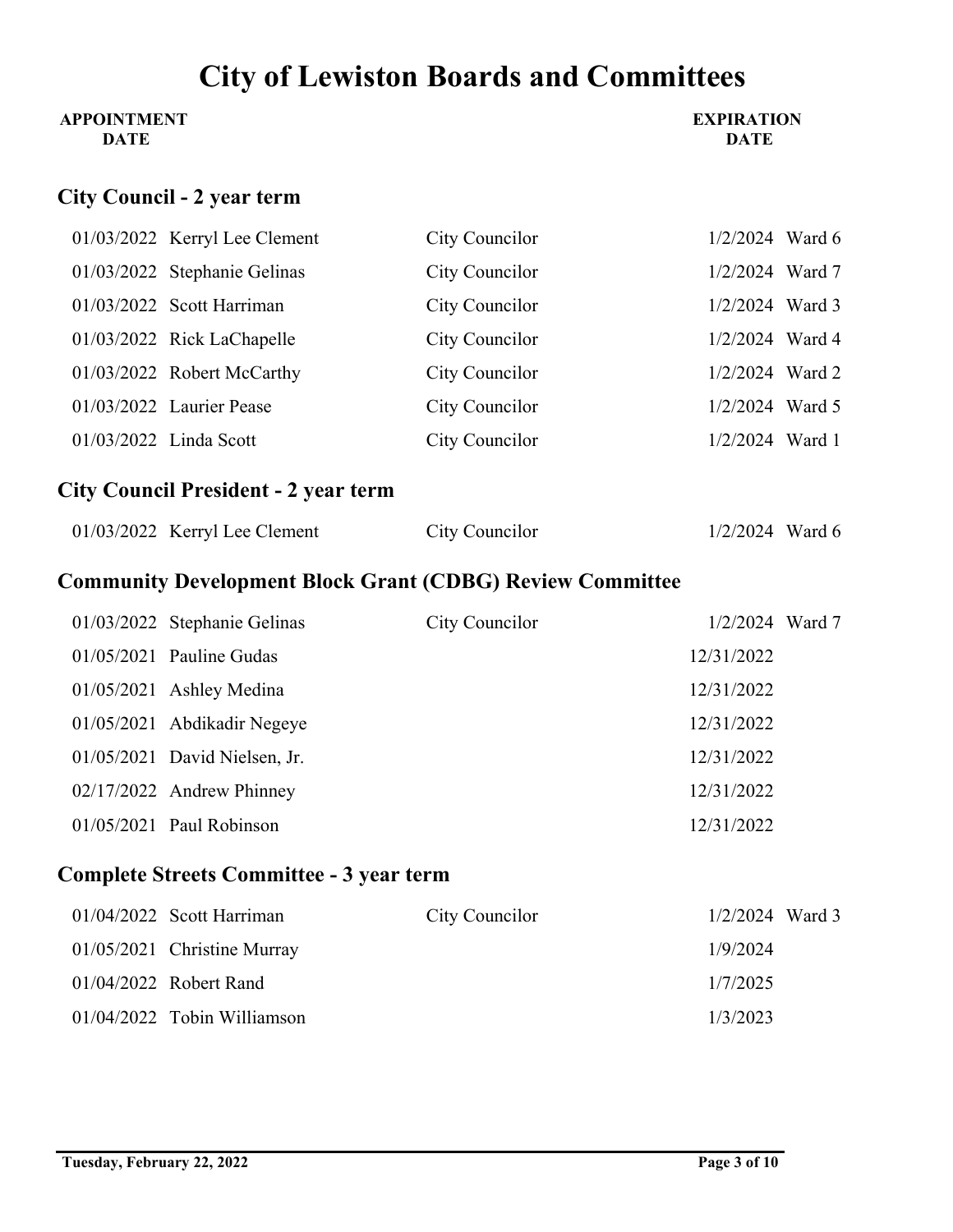# City of Lewiston Boards and Committees

| APPOINTMENT DATE | | | EXPIRATION DATE | |
|---|---|---|---|---|

## City Council - 2 year term

| APPOINTMENT DATE | Name | Position | EXPIRATION DATE | Ward |
|---|---|---|---|---|
| 01/03/2022 | Kerryl Lee Clement | City Councilor | 1/2/2024 | Ward 6 |
| 01/03/2022 | Stephanie Gelinas | City Councilor | 1/2/2024 | Ward 7 |
| 01/03/2022 | Scott Harriman | City Councilor | 1/2/2024 | Ward 3 |
| 01/03/2022 | Rick LaChapelle | City Councilor | 1/2/2024 | Ward 4 |
| 01/03/2022 | Robert McCarthy | City Councilor | 1/2/2024 | Ward 2 |
| 01/03/2022 | Laurier Pease | City Councilor | 1/2/2024 | Ward 5 |
| 01/03/2022 | Linda Scott | City Councilor | 1/2/2024 | Ward 1 |

## City Council President - 2 year term

| APPOINTMENT DATE | Name | Position | EXPIRATION DATE | Ward |
|---|---|---|---|---|
| 01/03/2022 | Kerryl Lee Clement | City Councilor | 1/2/2024 | Ward 6 |

## Community Development Block Grant (CDBG) Review Committee

| APPOINTMENT DATE | Name | Position | EXPIRATION DATE | Ward |
|---|---|---|---|---|
| 01/03/2022 | Stephanie Gelinas | City Councilor | 1/2/2024 | Ward 7 |
| 01/05/2021 | Pauline Gudas | | 12/31/2022 | |
| 01/05/2021 | Ashley Medina | | 12/31/2022 | |
| 01/05/2021 | Abdikadir Negeye | | 12/31/2022 | |
| 01/05/2021 | David Nielsen, Jr. | | 12/31/2022 | |
| 02/17/2022 | Andrew Phinney | | 12/31/2022 | |
| 01/05/2021 | Paul Robinson | | 12/31/2022 | |

## Complete Streets Committee - 3 year term

| APPOINTMENT DATE | Name | Position | EXPIRATION DATE | Ward |
|---|---|---|---|---|
| 01/04/2022 | Scott Harriman | City Councilor | 1/2/2024 | Ward 3 |
| 01/05/2021 | Christine Murray | | 1/9/2024 | |
| 01/04/2022 | Robert Rand | | 1/7/2025 | |
| 01/04/2022 | Tobin Williamson | | 1/3/2023 | |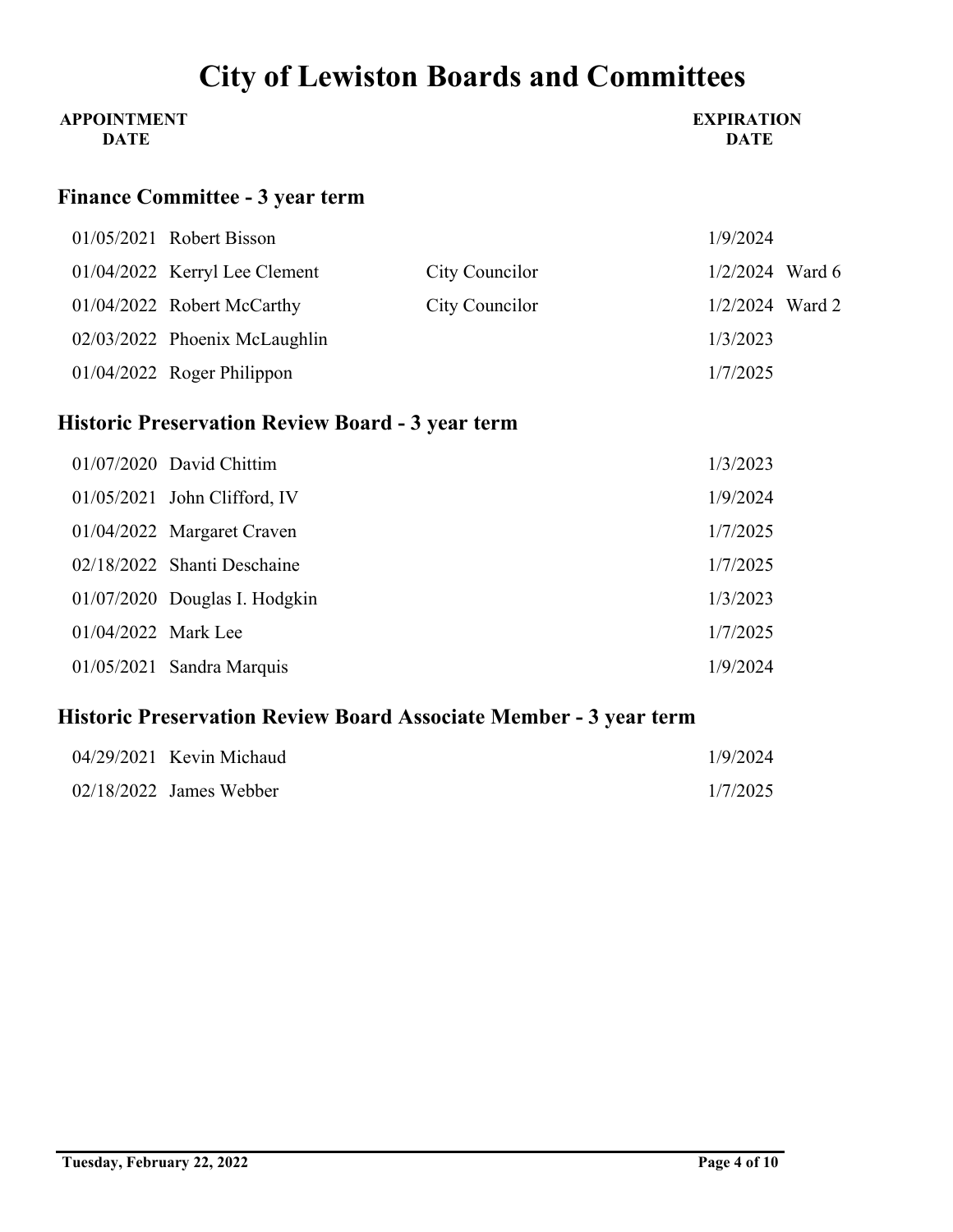# City of Lewiston Boards and Committees

## Finance Committee - 3 year term

| APPOINTMENT DATE | Name | Position | EXPIRATION DATE | Ward |
|---|---|---|---|---|
| 01/05/2021 | Robert Bisson | | 1/9/2024 | |
| 01/04/2022 | Kerryl Lee Clement | City Councilor | 1/2/2024 | Ward 6 |
| 01/04/2022 | Robert McCarthy | City Councilor | 1/2/2024 | Ward 2 |
| 02/03/2022 | Phoenix McLaughlin | | 1/3/2023 | |
| 01/04/2022 | Roger Philippon | | 1/7/2025 | |

## Historic Preservation Review Board - 3 year term

| APPOINTMENT DATE | Name | EXPIRATION DATE |
|---|---|---|
| 01/07/2020 | David Chittim | 1/3/2023 |
| 01/05/2021 | John Clifford, IV | 1/9/2024 |
| 01/04/2022 | Margaret Craven | 1/7/2025 |
| 02/18/2022 | Shanti Deschaine | 1/7/2025 |
| 01/07/2020 | Douglas I. Hodgkin | 1/3/2023 |
| 01/04/2022 | Mark Lee | 1/7/2025 |
| 01/05/2021 | Sandra Marquis | 1/9/2024 |

## Historic Preservation Review Board Associate Member - 3 year term

| APPOINTMENT DATE | Name | EXPIRATION DATE |
|---|---|---|
| 04/29/2021 | Kevin Michaud | 1/9/2024 |
| 02/18/2022 | James Webber | 1/7/2025 |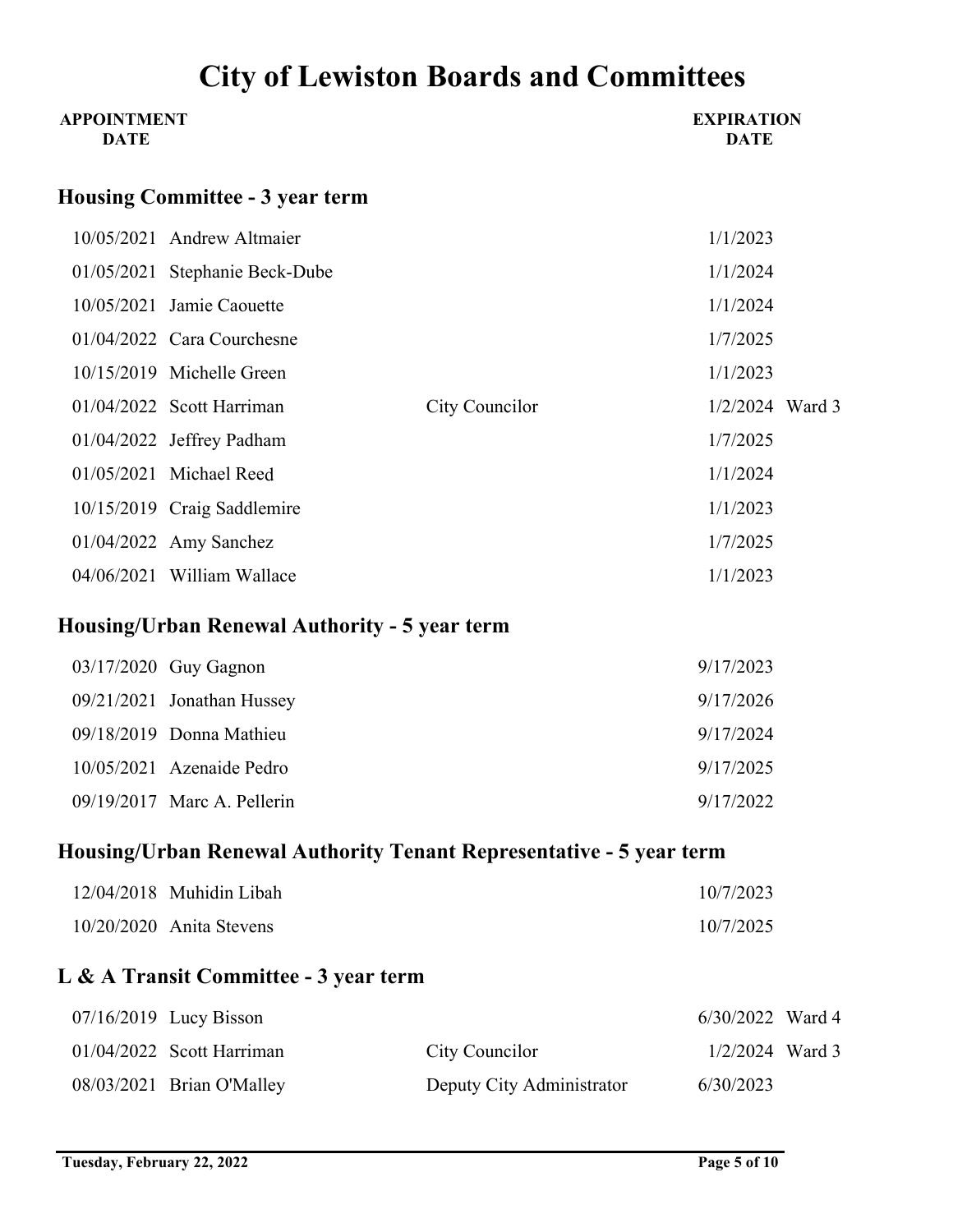# City of Lewiston Boards and Committees

## Housing Committee - 3 year term

| APPOINTMENT DATE | Name | Title | EXPIRATION DATE | Ward |
|---|---|---|---|---|
| 10/05/2021 | Andrew Altmaier | | 1/1/2023 | |
| 01/05/2021 | Stephanie Beck-Dube | | 1/1/2024 | |
| 10/05/2021 | Jamie Caouette | | 1/1/2024 | |
| 01/04/2022 | Cara Courchesne | | 1/7/2025 | |
| 10/15/2019 | Michelle Green | | 1/1/2023 | |
| 01/04/2022 | Scott Harriman | City Councilor | 1/2/2024 | Ward 3 |
| 01/04/2022 | Jeffrey Padham | | 1/7/2025 | |
| 01/05/2021 | Michael Reed | | 1/1/2024 | |
| 10/15/2019 | Craig Saddlemire | | 1/1/2023 | |
| 01/04/2022 | Amy Sanchez | | 1/7/2025 | |
| 04/06/2021 | William Wallace | | 1/1/2023 | |

## Housing/Urban Renewal Authority - 5 year term

| APPOINTMENT DATE | Name | Title | EXPIRATION DATE | Ward |
|---|---|---|---|---|
| 03/17/2020 | Guy Gagnon | | 9/17/2023 | |
| 09/21/2021 | Jonathan Hussey | | 9/17/2026 | |
| 09/18/2019 | Donna Mathieu | | 9/17/2024 | |
| 10/05/2021 | Azenaide Pedro | | 9/17/2025 | |
| 09/19/2017 | Marc A. Pellerin | | 9/17/2022 | |

## Housing/Urban Renewal Authority Tenant Representative - 5 year term

| APPOINTMENT DATE | Name | Title | EXPIRATION DATE | Ward |
|---|---|---|---|---|
| 12/04/2018 | Muhidin Libah | | 10/7/2023 | |
| 10/20/2020 | Anita Stevens | | 10/7/2025 | |

## L & A Transit Committee - 3 year term

| APPOINTMENT DATE | Name | Title | EXPIRATION DATE | Ward |
|---|---|---|---|---|
| 07/16/2019 | Lucy Bisson | | 6/30/2022 | Ward 4 |
| 01/04/2022 | Scott Harriman | City Councilor | 1/2/2024 | Ward 3 |
| 08/03/2021 | Brian O'Malley | Deputy City Administrator | 6/30/2023 | |

Tuesday, February 22, 2022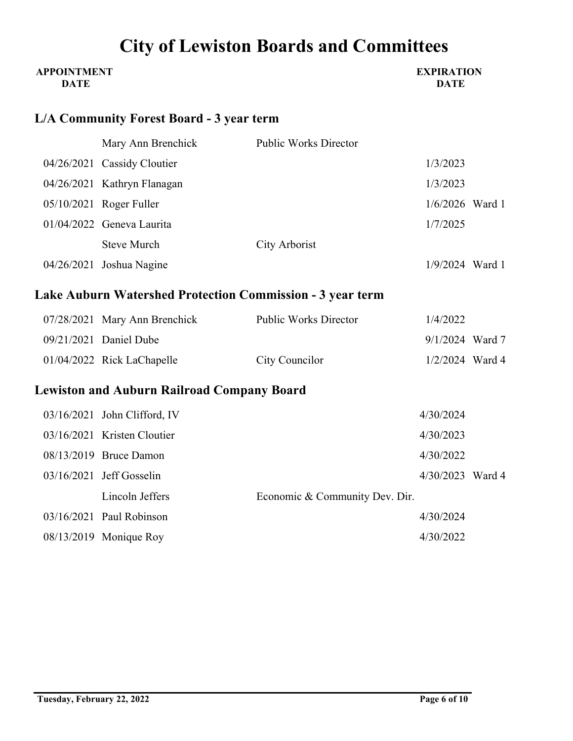# City of Lewiston Boards and Committees

## L/A Community Forest Board - 3 year term

| APPOINTMENT DATE | Name | Title | EXPIRATION DATE | Ward |
|---|---|---|---|---|
| | Mary Ann Brenchick | Public Works Director | | |
| 04/26/2021 | Cassidy Cloutier | | 1/3/2023 | |
| 04/26/2021 | Kathryn Flanagan | | 1/3/2023 | |
| 05/10/2021 | Roger Fuller | | 1/6/2026 | Ward 1 |
| 01/04/2022 | Geneva Laurita | | 1/7/2025 | |
| | Steve Murch | City Arborist | | |
| 04/26/2021 | Joshua Nagine | | 1/9/2024 | Ward 1 |

## Lake Auburn Watershed Protection Commission - 3 year term

| APPOINTMENT DATE | Name | Title | EXPIRATION DATE | Ward |
|---|---|---|---|---|
| 07/28/2021 | Mary Ann Brenchick | Public Works Director | 1/4/2022 | |
| 09/21/2021 | Daniel Dube | | 9/1/2024 | Ward 7 |
| 01/04/2022 | Rick LaChapelle | City Councilor | 1/2/2024 | Ward 4 |

## Lewiston and Auburn Railroad Company Board

| APPOINTMENT DATE | Name | Title | EXPIRATION DATE | Ward |
|---|---|---|---|---|
| 03/16/2021 | John Clifford, IV | | 4/30/2024 | |
| 03/16/2021 | Kristen Cloutier | | 4/30/2023 | |
| 08/13/2019 | Bruce Damon | | 4/30/2022 | |
| 03/16/2021 | Jeff Gosselin | | 4/30/2023 | Ward 4 |
| | Lincoln Jeffers | Economic & Community Dev. Dir. | | |
| 03/16/2021 | Paul Robinson | | 4/30/2024 | |
| 08/13/2019 | Monique Roy | | 4/30/2022 | |

Tuesday, February 22, 2022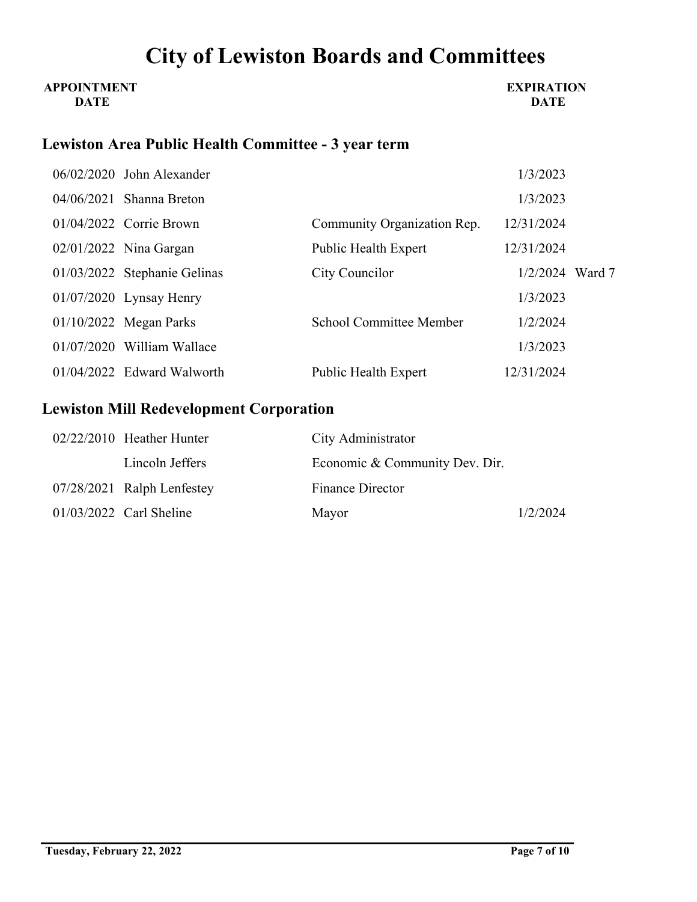# City of Lewiston Boards and Committees

## Lewiston Area Public Health Committee - 3 year term

| APPOINTMENT DATE | Name | Position | EXPIRATION DATE | |
|---|---|---|---|---|
| 06/02/2020 | John Alexander | | 1/3/2023 | |
| 04/06/2021 | Shanna Breton | | 1/3/2023 | |
| 01/04/2022 | Corrie Brown | Community Organization Rep. | 12/31/2024 | |
| 02/01/2022 | Nina Gargan | Public Health Expert | 12/31/2024 | |
| 01/03/2022 | Stephanie Gelinas | City Councilor | 1/2/2024 | Ward 7 |
| 01/07/2020 | Lynsay Henry | | 1/3/2023 | |
| 01/10/2022 | Megan Parks | School Committee Member | 1/2/2024 | |
| 01/07/2020 | William Wallace | | 1/3/2023 | |
| 01/04/2022 | Edward Walworth | Public Health Expert | 12/31/2024 | |

## Lewiston Mill Redevelopment Corporation

| APPOINTMENT DATE | Name | Position | EXPIRATION DATE |
|---|---|---|---|
| 02/22/2010 | Heather Hunter | City Administrator | |
| | Lincoln Jeffers | Economic & Community Dev. Dir. | |
| 07/28/2021 | Ralph Lenfestey | Finance Director | |
| 01/03/2022 | Carl Sheline | Mayor | 1/2/2024 |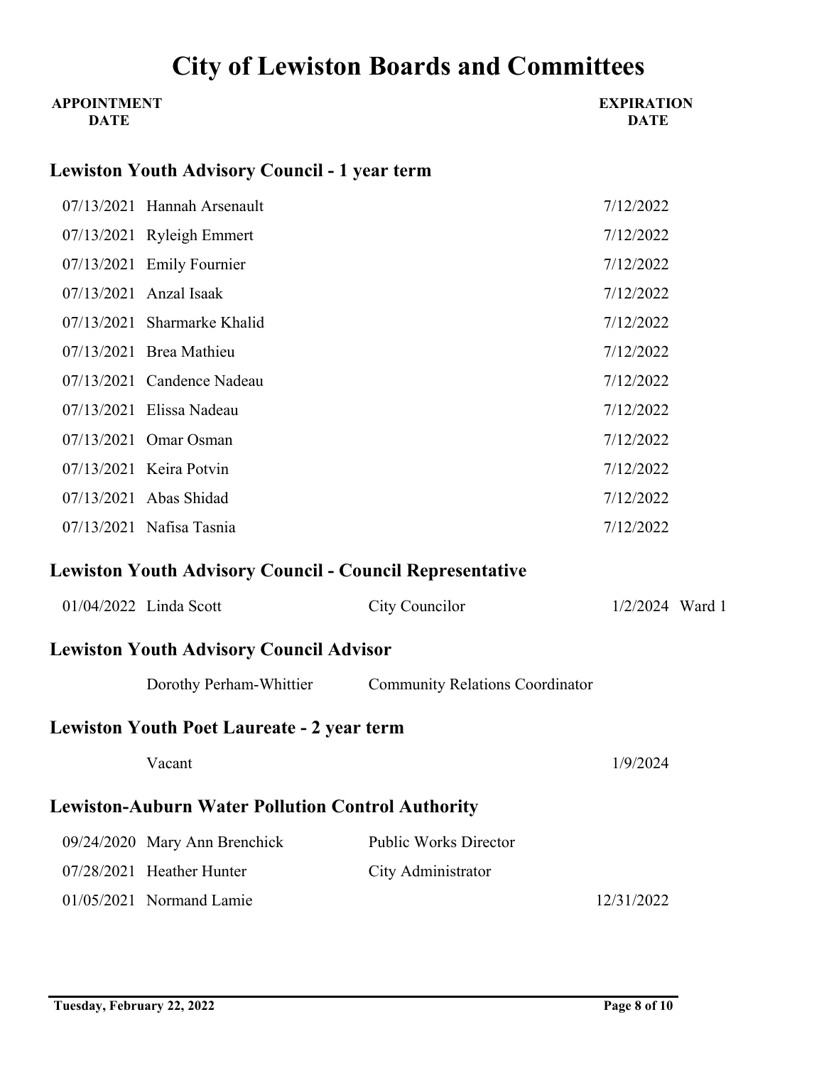# City of Lewiston Boards and Committees

## Lewiston Youth Advisory Council - 1 year term

| APPOINTMENT DATE | Name | | EXPIRATION DATE | |
|---|---|---|---|---|
| 07/13/2021 | Hannah Arsenault | | 7/12/2022 | |
| 07/13/2021 | Ryleigh Emmert | | 7/12/2022 | |
| 07/13/2021 | Emily Fournier | | 7/12/2022 | |
| 07/13/2021 | Anzal Isaak | | 7/12/2022 | |
| 07/13/2021 | Sharmarke Khalid | | 7/12/2022 | |
| 07/13/2021 | Brea Mathieu | | 7/12/2022 | |
| 07/13/2021 | Candence Nadeau | | 7/12/2022 | |
| 07/13/2021 | Elissa Nadeau | | 7/12/2022 | |
| 07/13/2021 | Omar Osman | | 7/12/2022 | |
| 07/13/2021 | Keira Potvin | | 7/12/2022 | |
| 07/13/2021 | Abas Shidad | | 7/12/2022 | |
| 07/13/2021 | Nafisa Tasnia | | 7/12/2022 | |

## Lewiston Youth Advisory Council - Council Representative

| APPOINTMENT DATE | Name | Position | EXPIRATION DATE | |
|---|---|---|---|---|
| 01/04/2022 | Linda Scott | City Councilor | 1/2/2024 | Ward 1 |

## Lewiston Youth Advisory Council Advisor

| APPOINTMENT DATE | Name | Position | EXPIRATION DATE | |
|---|---|---|---|---|
| | Dorothy Perham-Whittier | Community Relations Coordinator | | |

## Lewiston Youth Poet Laureate - 2 year term

| APPOINTMENT DATE | Name | | EXPIRATION DATE | |
|---|---|---|---|---|
| | Vacant | | 1/9/2024 | |

## Lewiston-Auburn Water Pollution Control Authority

| APPOINTMENT DATE | Name | Position | EXPIRATION DATE | |
|---|---|---|---|---|
| 09/24/2020 | Mary Ann Brenchick | Public Works Director | | |
| 07/28/2021 | Heather Hunter | City Administrator | | |
| 01/05/2021 | Normand Lamie | | 12/31/2022 | |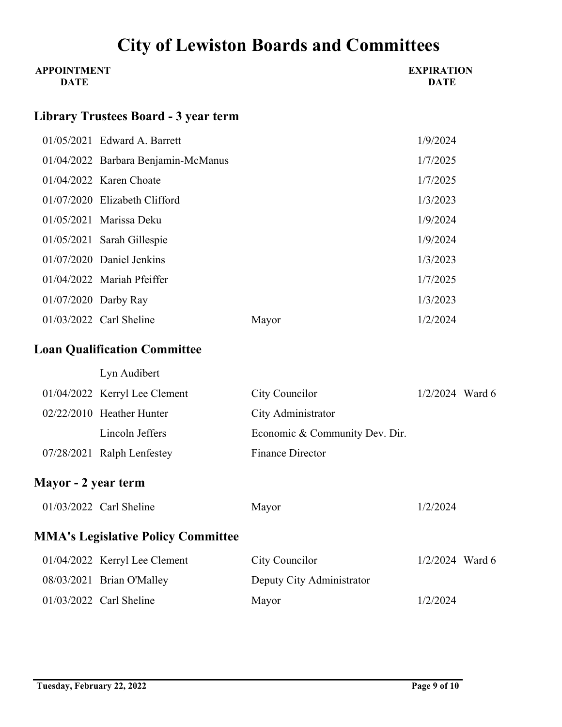# City of Lewiston Boards and Committees

## Library Trustees Board - 3 year term

| APPOINTMENT DATE | Name | Title | EXPIRATION DATE | |
|---|---|---|---|---|
| 01/05/2021 | Edward A. Barrett | | 1/9/2024 | |
| 01/04/2022 | Barbara Benjamin-McManus | | 1/7/2025 | |
| 01/04/2022 | Karen Choate | | 1/7/2025 | |
| 01/07/2020 | Elizabeth Clifford | | 1/3/2023 | |
| 01/05/2021 | Marissa Deku | | 1/9/2024 | |
| 01/05/2021 | Sarah Gillespie | | 1/9/2024 | |
| 01/07/2020 | Daniel Jenkins | | 1/3/2023 | |
| 01/04/2022 | Mariah Pfeiffer | | 1/7/2025 | |
| 01/07/2020 | Darby Ray | | 1/3/2023 | |
| 01/03/2022 | Carl Sheline | Mayor | 1/2/2024 | |

## Loan Qualification Committee

| APPOINTMENT DATE | Name | Title | EXPIRATION DATE | |
|---|---|---|---|---|
| | Lyn Audibert | | | |
| 01/04/2022 | Kerryl Lee Clement | City Councilor | 1/2/2024 | Ward 6 |
| 02/22/2010 | Heather Hunter | City Administrator | | |
| | Lincoln Jeffers | Economic & Community Dev. Dir. | | |
| 07/28/2021 | Ralph Lenfestey | Finance Director | | |

## Mayor - 2 year term

| APPOINTMENT DATE | Name | Title | EXPIRATION DATE | |
|---|---|---|---|---|
| 01/03/2022 | Carl Sheline | Mayor | 1/2/2024 | |

## MMA's Legislative Policy Committee

| APPOINTMENT DATE | Name | Title | EXPIRATION DATE | |
|---|---|---|---|---|
| 01/04/2022 | Kerryl Lee Clement | City Councilor | 1/2/2024 | Ward 6 |
| 08/03/2021 | Brian O'Malley | Deputy City Administrator | | |
| 01/03/2022 | Carl Sheline | Mayor | 1/2/2024 | |

Tuesday, February 22, 2022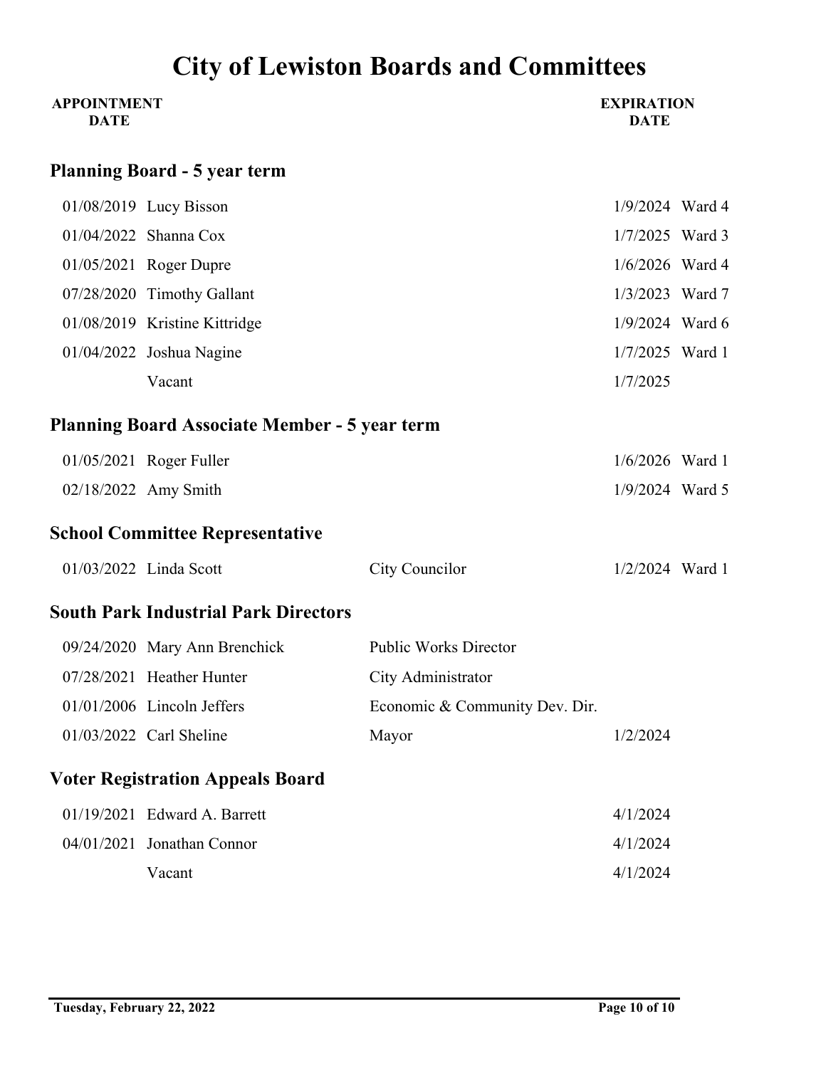# City of Lewiston Boards and Committees

## Planning Board - 5 year term

| APPOINTMENT DATE | Name | | EXPIRATION DATE | Ward |
|---|---|---|---|---|
| 01/08/2019 | Lucy Bisson | | 1/9/2024 | Ward 4 |
| 01/04/2022 | Shanna Cox | | 1/7/2025 | Ward 3 |
| 01/05/2021 | Roger Dupre | | 1/6/2026 | Ward 4 |
| 07/28/2020 | Timothy Gallant | | 1/3/2023 | Ward 7 |
| 01/08/2019 | Kristine Kittridge | | 1/9/2024 | Ward 6 |
| 01/04/2022 | Joshua Nagine | | 1/7/2025 | Ward 1 |
| | Vacant | | 1/7/2025 | |

## Planning Board Associate Member - 5 year term

| APPOINTMENT DATE | Name | | EXPIRATION DATE | Ward |
|---|---|---|---|---|
| 01/05/2021 | Roger Fuller | | 1/6/2026 | Ward 1 |
| 02/18/2022 | Amy Smith | | 1/9/2024 | Ward 5 |

## School Committee Representative

| APPOINTMENT DATE | Name | Position | EXPIRATION DATE | Ward |
|---|---|---|---|---|
| 01/03/2022 | Linda Scott | City Councilor | 1/2/2024 | Ward 1 |

## South Park Industrial Park Directors

| APPOINTMENT DATE | Name | Position | EXPIRATION DATE | Ward |
|---|---|---|---|---|
| 09/24/2020 | Mary Ann Brenchick | Public Works Director | | |
| 07/28/2021 | Heather Hunter | City Administrator | | |
| 01/01/2006 | Lincoln Jeffers | Economic & Community Dev. Dir. | | |
| 01/03/2022 | Carl Sheline | Mayor | 1/2/2024 | |

## Voter Registration Appeals Board

| APPOINTMENT DATE | Name | | EXPIRATION DATE | Ward |
|---|---|---|---|---|
| 01/19/2021 | Edward A. Barrett | | 4/1/2024 | |
| 04/01/2021 | Jonathan Connor | | 4/1/2024 | |
| | Vacant | | 4/1/2024 | |

Tuesday, February 22, 2022